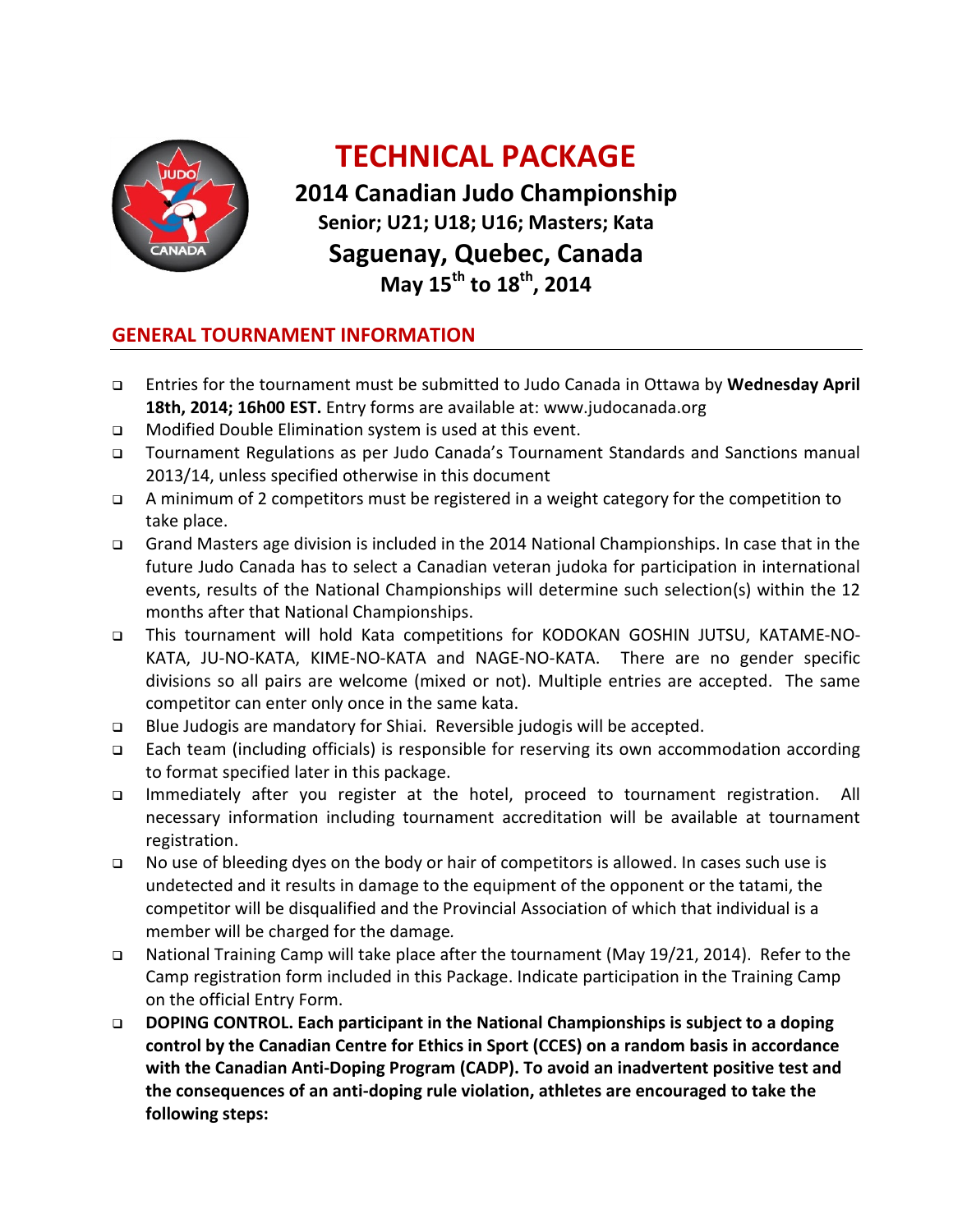# TECHNICAL PACKAGE

**2014 Canadian Judo Championship**

**Senior; U21; U18; U16; Masters; Kata**

**Saguenay, Quebec, Canada**

**May 15th to 18th, 2014**

## GENERAL TOURNAMENT INFORMATION

- Entries for the tournament must be submitted to Judo Canada in Ottawa by **Wednesday April 18th, 2014; 16h00 EST.** Entry forms are available at: www.judocanada.org
- Modified Double Elimination system is used at this event.
- Tournament Regulations as per Judo Canada's Tournament Standards and Sanctions manual 2013/14, unless specified otherwise in this document
- A minimum of 2 competitors must be registered in a weight category for the competition to take place.
- Grand Masters age division is included in the 2014 National Championships. In case that in the future Judo Canada has to select a Canadian veteran judoka for participation in international events, results of the National Championships will determine such selection(s) within the 12 months after that National Championships.
- This tournament will hold Kata competitions for KODOKAN GOSHIN JUTSU, KATAME-NO-KATA, JU-NO-KATA, KIME-NO-KATA and NAGE-NO-KATA. There are no gender specific divisions so all pairs are welcome (mixed or not). Multiple entries are accepted. The same competitor can enter only once in the same kata.
- Blue Judogis are mandatory for Shiai. Reversible judogis will be accepted.
- Each team (including officials) is responsible for reserving its own accommodation according to format specified later in this package.
- Immediately after you register at the hotel, proceed to tournament registration. All necessary information including tournament accreditation will be available at tournament registration.
- No use of bleeding dyes on the body or hair of competitors is allowed. In cases such use is undetected and it results in damage to the equipment of the opponent or the tatami, the competitor will be disqualified and the Provincial Association of which that individual is a member will be charged for the damage.
- National Training Camp will take place after the tournament (May 19/21, 2014). Refer to the Camp registration form included in this Package. Indicate participation in the Training Camp on the official Entry Form.
- **DOPING CONTROL. Each participant in the National Championships is subject to a doping control by the Canadian Centre for Ethics in Sport (CCES) on a random basis in accordance with the Canadian Anti-Doping Program (CADP). To avoid an inadvertent positive test and the consequences of an anti-doping rule violation, athletes are encouraged to take the following steps:**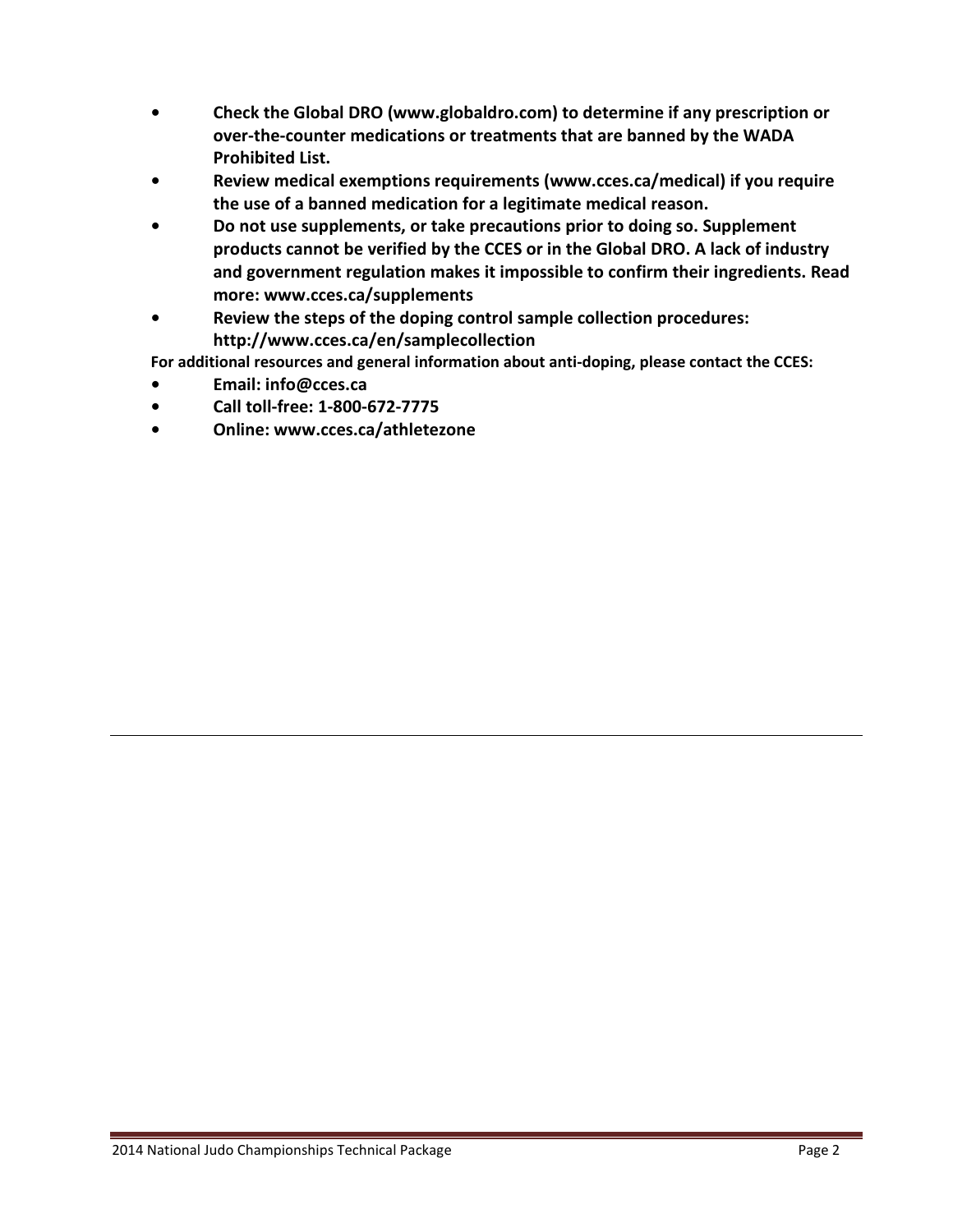- **Check the Global DRO (www.globaldro.com) to determine if any prescription or over-the-counter medications or treatments that are banned by the WADA Prohibited List.**
- **Review medical exemptions requirements (www.cces.ca/medical) if you require the use of a banned medication for a legitimate medical reason.**
- **Do not use supplements, or take precautions prior to doing so. Supplement products cannot be verified by the CCES or in the Global DRO. A lack of industry and government regulation makes it impossible to confirm their ingredients. Read more: www.cces.ca/supplements**
- **Review the steps of the doping control sample collection procedures: http://www.cces.ca/en/samplecollection**

**For additional resources and general information about anti-doping, please contact the CCES:**

- **Email: info@cces.ca**
- **Call toll-free: 1-800-672-7775**
- **Online: www.cces.ca/athletezone**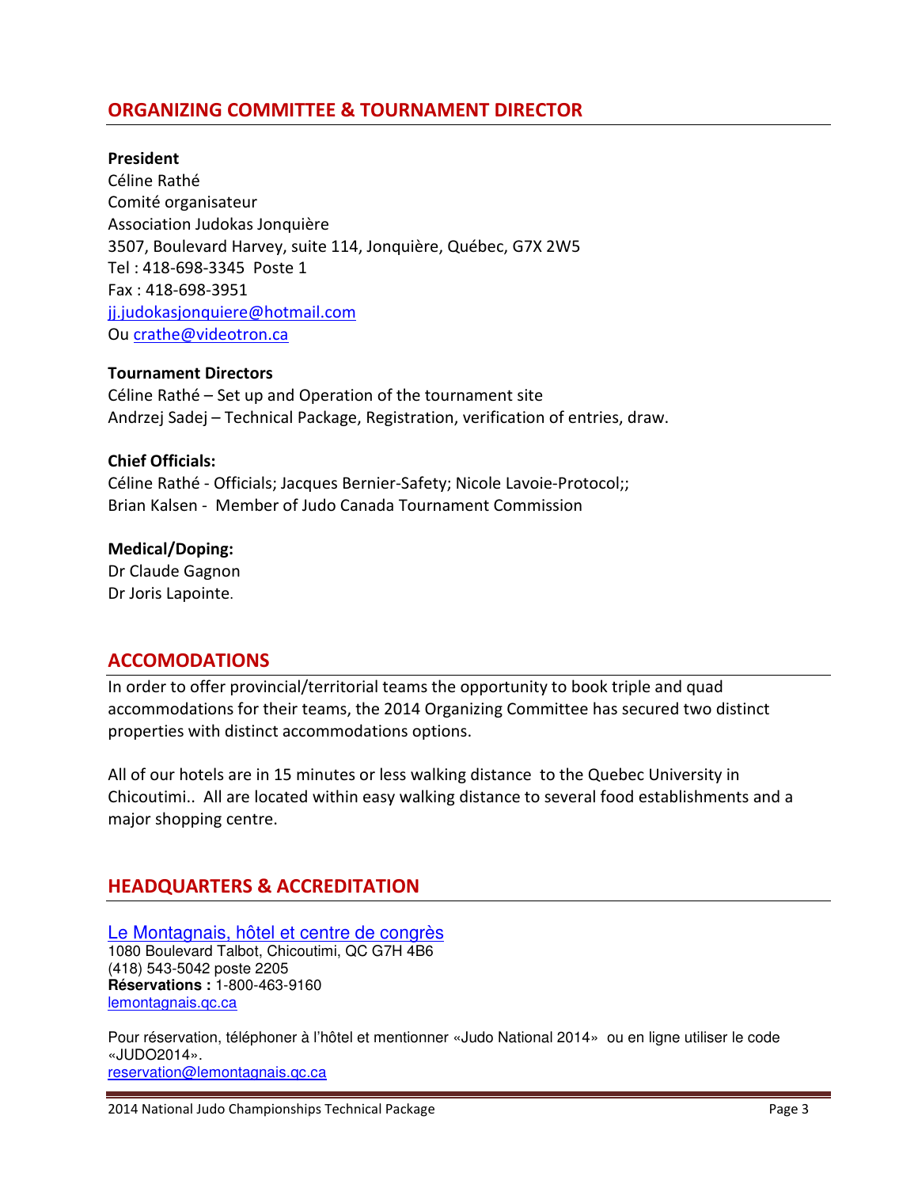## ORGANIZING COMMITTEE & TOURNAMENT DIRECTOR

**President**
Céline Rathé
Comité organisateur
Association Judokas Jonquière
3507, Boulevard Harvey, suite 114, Jonquière, Québec, G7X 2W5
Tel : 418-698-3345 Poste 1
Fax : 418-698-3951
jj.judokasjonquiere@hotmail.com
Ou crathe@videotron.ca

**Tournament Directors**
Céline Rathé – Set up and Operation of the tournament site
Andrzej Sadej – Technical Package, Registration, verification of entries, draw.

**Chief Officials:**
Céline Rathé - Officials; Jacques Bernier-Safety; Nicole Lavoie-Protocol;;
Brian Kalsen - Member of Judo Canada Tournament Commission

**Medical/Doping:**
Dr Claude Gagnon
Dr Joris Lapointe.

## ACCOMODATIONS

In order to offer provincial/territorial teams the opportunity to book triple and quad accommodations for their teams, the 2014 Organizing Committee has secured two distinct properties with distinct accommodations options.

All of our hotels are in 15 minutes or less walking distance to the Quebec University in Chicoutimi.. All are located within easy walking distance to several food establishments and a major shopping centre.

## HEADQUARTERS & ACCREDITATION

Le Montagnais, hôtel et centre de congrès
1080 Boulevard Talbot, Chicoutimi, QC G7H 4B6
(418) 543-5042 poste 2205
**Réservations :** 1-800-463-9160
lemontagnais.qc.ca

Pour réservation, téléphoner à l'hôtel et mentionner «Judo National 2014» ou en ligne utiliser le code «JUDO2014».
reservation@lemontagnais.qc.ca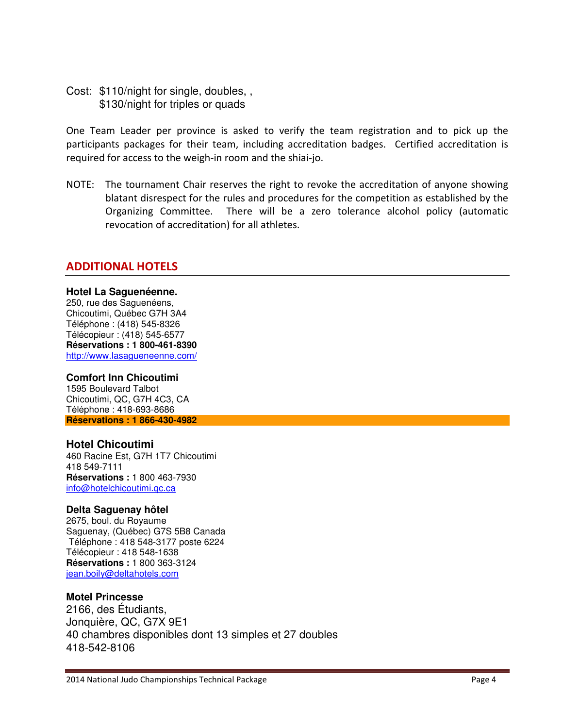Cost: $110/night for single, doubles, ,
$130/night for triples or quads

One Team Leader per province is asked to verify the team registration and to pick up the participants packages for their team, including accreditation badges. Certified accreditation is required for access to the weigh-in room and the shiai-jo.

NOTE: The tournament Chair reserves the right to revoke the accreditation of anyone showing blatant disrespect for the rules and procedures for the competition as established by the Organizing Committee. There will be a zero tolerance alcohol policy (automatic revocation of accreditation) for all athletes.

## ADDITIONAL HOTELS

**Hotel La Saguenéenne.**
250, rue des Saguenéens,
Chicoutimi, Québec G7H 3A4
Téléphone : (418) 545-8326
Télécopieur : (418) 545-6577
**Réservations : 1 800-461-8390**
http://www.lasagueneenne.com/

**Comfort Inn Chicoutimi**
1595 Boulevard Talbot
Chicoutimi, QC, G7H 4C3, CA
Téléphone : 418-693-8686
**Réservations : 1 866-430-4982**

**Hotel Chicoutimi**
460 Racine Est, G7H 1T7 Chicoutimi
418 549-7111
**Réservations :** 1 800 463-7930
info@hotelchicoutimi.qc.ca

**Delta Saguenay hôtel**
2675, boul. du Royaume
Saguenay, (Québec) G7S 5B8 Canada
Téléphone : 418 548-3177 poste 6224
Télécopieur : 418 548-1638
**Réservations :** 1 800 363-3124
jean.boily@deltahotels.com

**Motel Princesse**
2166, des Étudiants,
Jonquière, QC, G7X 9E1
40 chambres disponibles dont 13 simples et 27 doubles
418-542-8106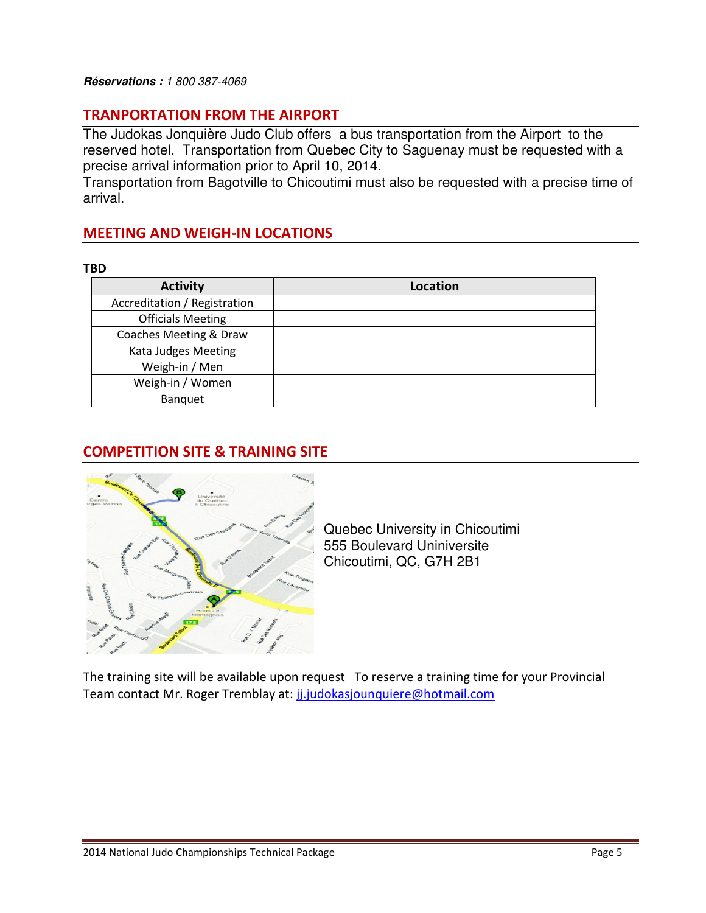***Réservations :*** *1 800 387-4069*

## TRANPORTATION FROM THE AIRPORT

The Judokas Jonquière Judo Club offers a bus transportation from the Airport to the reserved hotel. Transportation from Quebec City to Saguenay must be requested with a precise arrival information prior to April 10, 2014.
Transportation from Bagotville to Chicoutimi must also be requested with a precise time of arrival.

## MEETING AND WEIGH-IN LOCATIONS

**TBD**

| Activity | Location |
|---|---|
| Accreditation / Registration | |
| Officials Meeting | |
| Coaches Meeting & Draw | |
| Kata Judges Meeting | |
| Weigh-in / Men | |
| Weigh-in / Women | |
| Banquet | |

## COMPETITION SITE & TRAINING SITE

Quebec University in Chicoutimi
555 Boulevard Uniniversite
Chicoutimi, QC, G7H 2B1

The training site will be available upon request To reserve a training time for your Provincial Team contact Mr. Roger Tremblay at: jj.judokasjounquiere@hotmail.com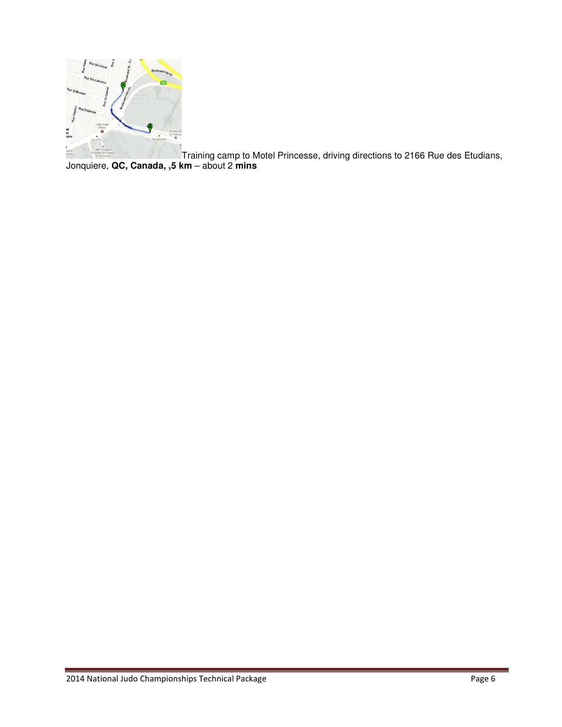Training camp to Motel Princesse, driving directions to 2166 Rue des Etudians, Jonquiere, **QC, Canada, ,5 km** – about 2 **mins**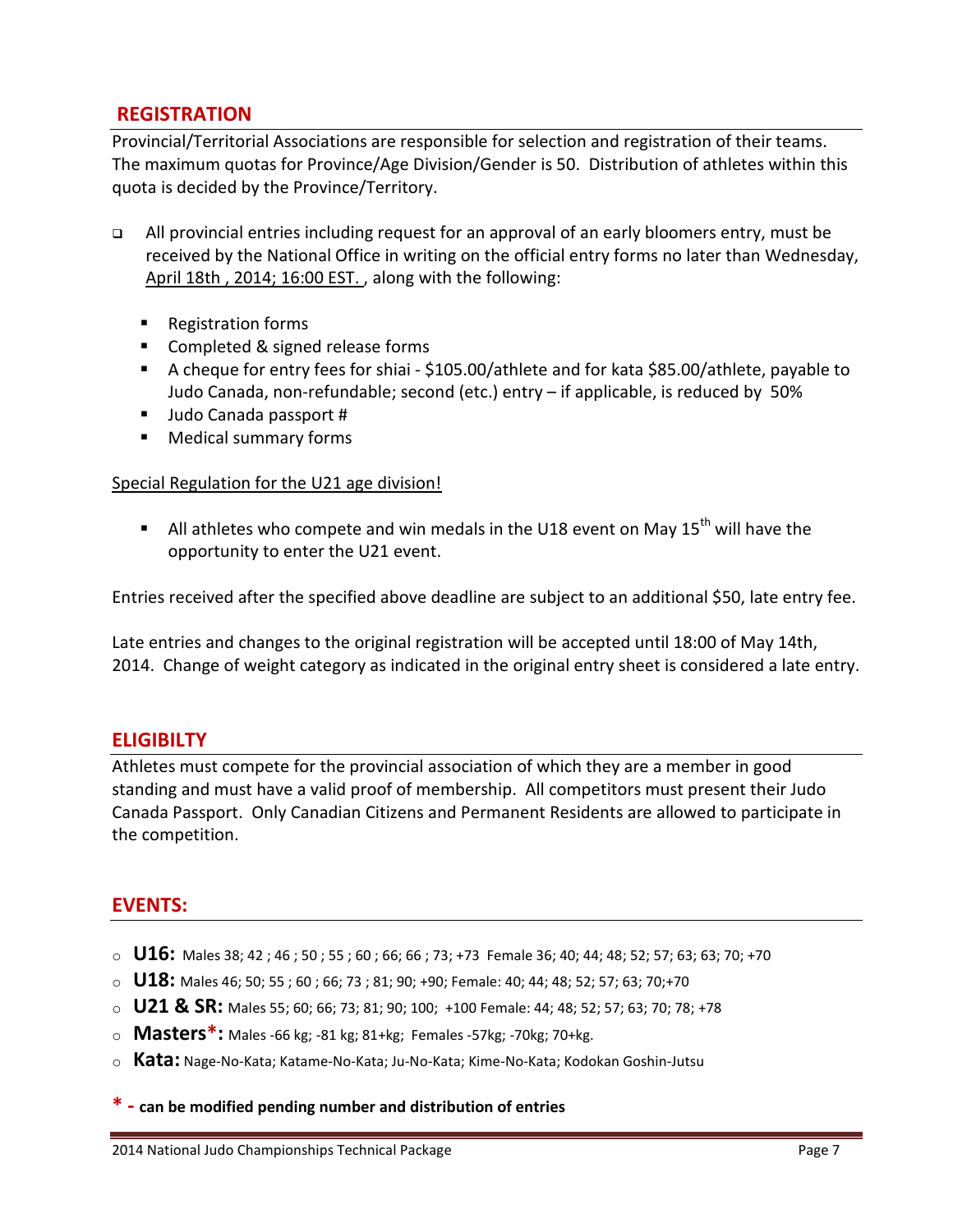## REGISTRATION

Provincial/Territorial Associations are responsible for selection and registration of their teams. The maximum quotas for Province/Age Division/Gender is 50. Distribution of athletes within this quota is decided by the Province/Territory.

- All provincial entries including request for an approval of an early bloomers entry, must be received by the National Office in writing on the official entry forms no later than Wednesday, April 18th , 2014; 16:00 EST. , along with the following:
  - Registration forms
  - Completed & signed release forms
  - A cheque for entry fees for shiai - $105.00/athlete and for kata $85.00/athlete, payable to Judo Canada, non-refundable; second (etc.) entry – if applicable, is reduced by 50%
  - Judo Canada passport #
  - Medical summary forms

Special Regulation for the U21 age division!

- All athletes who compete and win medals in the U18 event on May 15th will have the opportunity to enter the U21 event.

Entries received after the specified above deadline are subject to an additional $50, late entry fee.

Late entries and changes to the original registration will be accepted until 18:00 of May 14th, 2014. Change of weight category as indicated in the original entry sheet is considered a late entry.

## ELIGIBILTY

Athletes must compete for the provincial association of which they are a member in good standing and must have a valid proof of membership. All competitors must present their Judo Canada Passport. Only Canadian Citizens and Permanent Residents are allowed to participate in the competition.

## EVENTS:

- **U16:** Males 38; 42 ; 46 ; 50 ; 55 ; 60 ; 66; 66 ; 73; +73 Female 36; 40; 44; 48; 52; 57; 63; 63; 70; +70
- **U18:** Males 46; 50; 55 ; 60 ; 66; 73 ; 81; 90; +90; Female: 40; 44; 48; 52; 57; 63; 70;+70
- **U21 & SR:** Males 55; 60; 66; 73; 81; 90; 100; +100 Female: 44; 48; 52; 57; 63; 70; 78; +78
- **Masters*:** Males -66 kg; -81 kg; 81+kg; Females -57kg; -70kg; 70+kg.
- **Kata:** Nage-No-Kata; Katame-No-Kata; Ju-No-Kata; Kime-No-Kata; Kodokan Goshin-Jutsu

**\* - can be modified pending number and distribution of entries**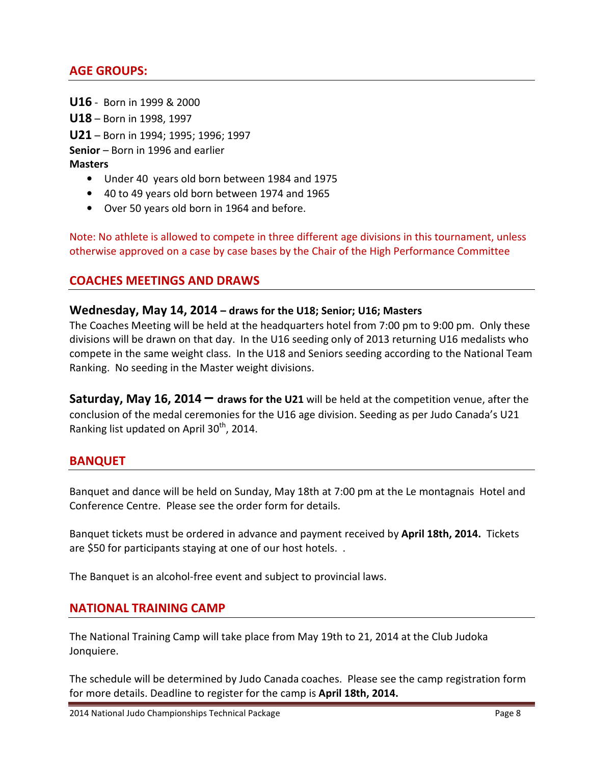## AGE GROUPS:

**U16** - Born in 1999 & 2000

**U18** – Born in 1998, 1997

**U21** – Born in 1994; 1995; 1996; 1997

**Senior** – Born in 1996 and earlier

**Masters**

- Under 40 years old born between 1984 and 1975
- 40 to 49 years old born between 1974 and 1965
- Over 50 years old born in 1964 and before.

Note: No athlete is allowed to compete in three different age divisions in this tournament, unless otherwise approved on a case by case bases by the Chair of the High Performance Committee

## COACHES MEETINGS AND DRAWS

### Wednesday, May 14, 2014 – draws for the U18; Senior; U16; Masters

The Coaches Meeting will be held at the headquarters hotel from 7:00 pm to 9:00 pm. Only these divisions will be drawn on that day. In the U16 seeding only of 2013 returning U16 medalists who compete in the same weight class. In the U18 and Seniors seeding according to the National Team Ranking. No seeding in the Master weight divisions.

**Saturday, May 16, 2014 – draws for the U21** will be held at the competition venue, after the conclusion of the medal ceremonies for the U16 age division. Seeding as per Judo Canada's U21 Ranking list updated on April 30th, 2014.

## BANQUET

Banquet and dance will be held on Sunday, May 18th at 7:00 pm at the Le montagnais Hotel and Conference Centre. Please see the order form for details.

Banquet tickets must be ordered in advance and payment received by **April 18th, 2014.** Tickets are $50 for participants staying at one of our host hotels. .

The Banquet is an alcohol-free event and subject to provincial laws.

## NATIONAL TRAINING CAMP

The National Training Camp will take place from May 19th to 21, 2014 at the Club Judoka Jonquiere.

The schedule will be determined by Judo Canada coaches. Please see the camp registration form for more details. Deadline to register for the camp is **April 18th, 2014.**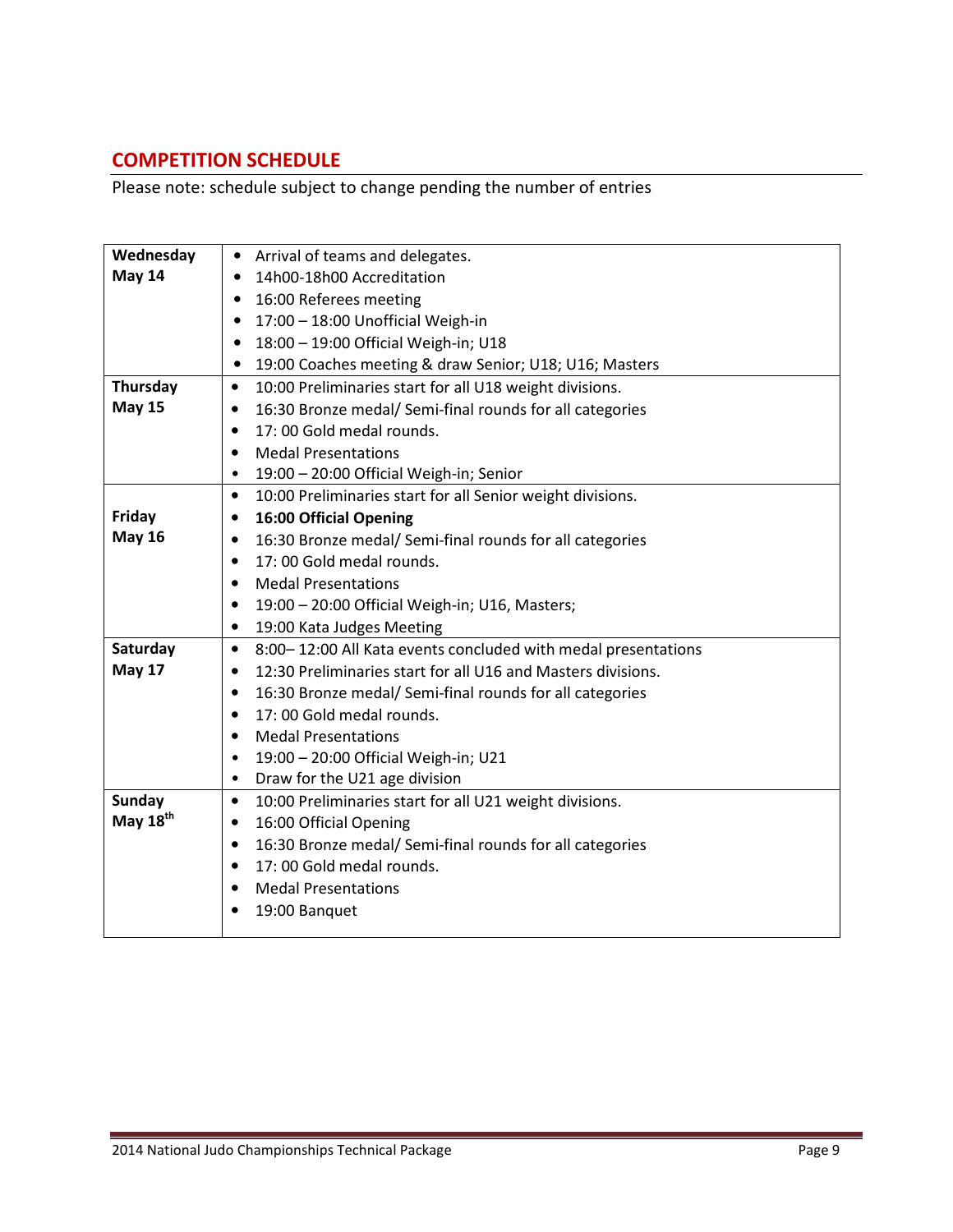## COMPETITION SCHEDULE

Please note: schedule subject to change pending the number of entries

| | |
|---|---|
| **Wednesday May 14** | • Arrival of teams and delegates.<br>• 14h00-18h00 Accreditation<br>• 16:00 Referees meeting<br>• 17:00 – 18:00 Unofficial Weigh-in<br>• 18:00 – 19:00 Official Weigh-in; U18<br>• 19:00 Coaches meeting & draw Senior; U18; U16; Masters |
| **Thursday May 15** | • 10:00 Preliminaries start for all U18 weight divisions.<br>• 16:30 Bronze medal/ Semi-final rounds for all categories<br>• 17: 00 Gold medal rounds.<br>• Medal Presentations<br>• 19:00 – 20:00 Official Weigh-in; Senior |
| **Friday May 16** | • 10:00 Preliminaries start for all Senior weight divisions.<br>• **16:00 Official Opening**<br>• 16:30 Bronze medal/ Semi-final rounds for all categories<br>• 17: 00 Gold medal rounds.<br>• Medal Presentations<br>• 19:00 – 20:00 Official Weigh-in; U16, Masters;<br>• 19:00 Kata Judges Meeting |
| **Saturday May 17** | • 8:00– 12:00 All Kata events concluded with medal presentations<br>• 12:30 Preliminaries start for all U16 and Masters divisions.<br>• 16:30 Bronze medal/ Semi-final rounds for all categories<br>• 17: 00 Gold medal rounds.<br>• Medal Presentations<br>• 19:00 – 20:00 Official Weigh-in; U21<br>• Draw for the U21 age division |
| **Sunday May 18th** | • 10:00 Preliminaries start for all U21 weight divisions.<br>• 16:00 Official Opening<br>• 16:30 Bronze medal/ Semi-final rounds for all categories<br>• 17: 00 Gold medal rounds.<br>• Medal Presentations<br>• 19:00 Banquet |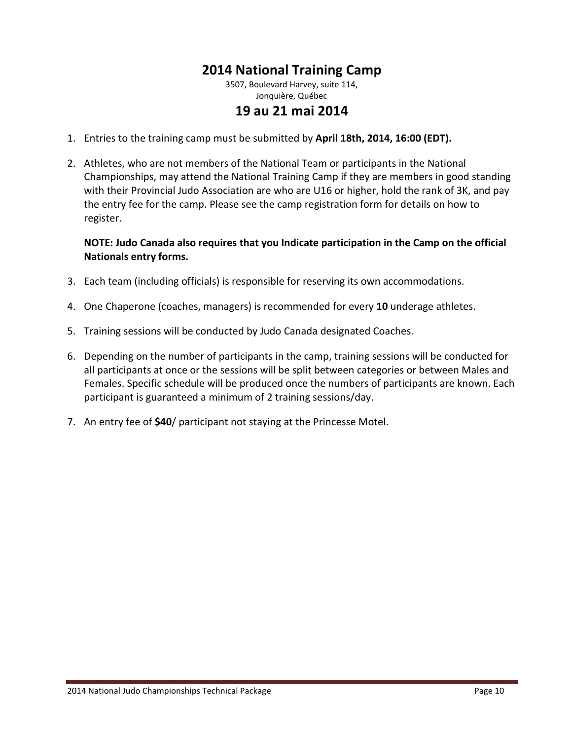# 2014 National Training Camp

3507, Boulevard Harvey, suite 114,
Jonquière, Québec

# 19 au 21 mai 2014

1. Entries to the training camp must be submitted by **April 18th, 2014, 16:00 (EDT).**

2. Athletes, who are not members of the National Team or participants in the National Championships, may attend the National Training Camp if they are members in good standing with their Provincial Judo Association are who are U16 or higher, hold the rank of 3K, and pay the entry fee for the camp. Please see the camp registration form for details on how to register.

   **NOTE: Judo Canada also requires that you Indicate participation in the Camp on the official Nationals entry forms.**

3. Each team (including officials) is responsible for reserving its own accommodations.

4. One Chaperone (coaches, managers) is recommended for every **10** underage athletes.

5. Training sessions will be conducted by Judo Canada designated Coaches.

6. Depending on the number of participants in the camp, training sessions will be conducted for all participants at once or the sessions will be split between categories or between Males and Females. Specific schedule will be produced once the numbers of participants are known. Each participant is guaranteed a minimum of 2 training sessions/day.

7. An entry fee of **$40**/ participant not staying at the Princesse Motel.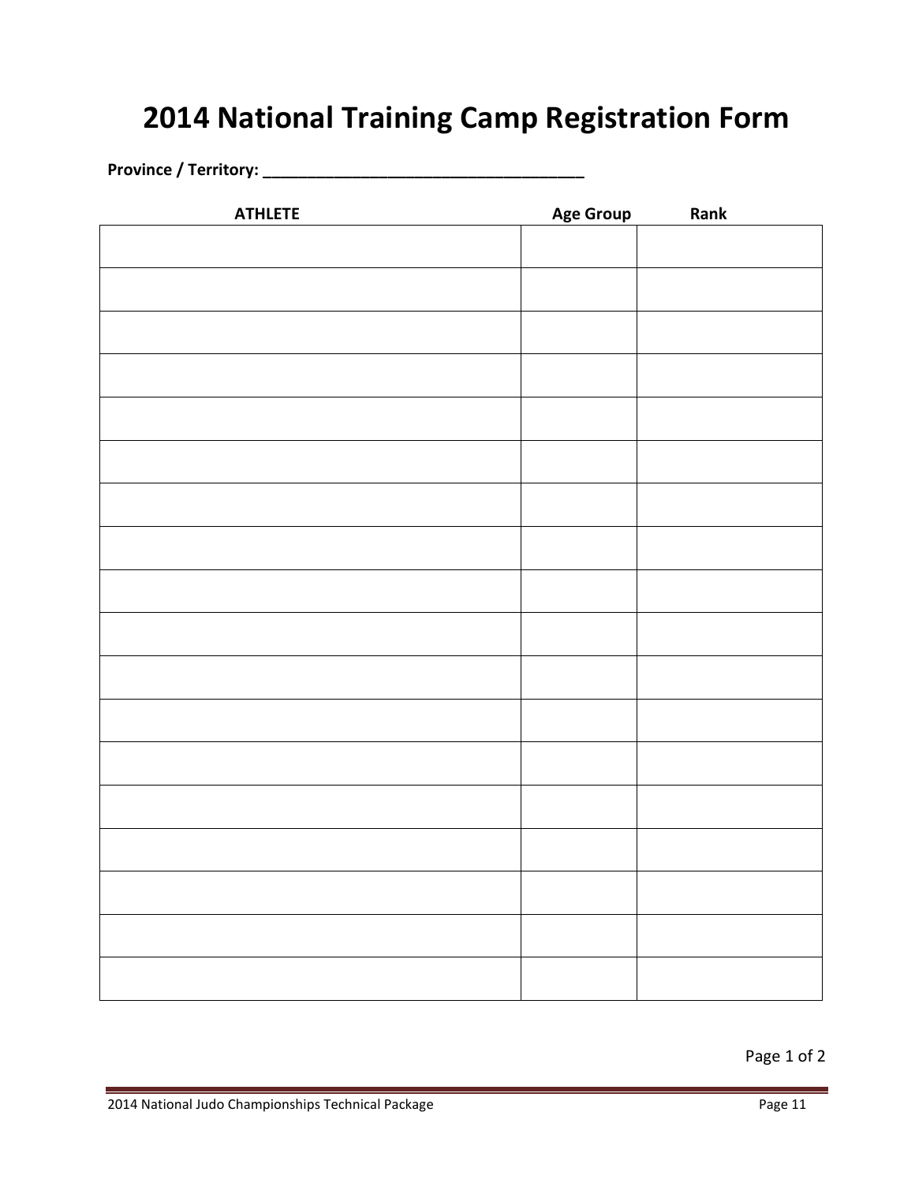# 2014 National Training Camp Registration Form

**Province / Territory: _____________________________________**

| ATHLETE | Age Group | Rank |
|---|---|---|
| | | |
| | | |
| | | |
| | | |
| | | |
| | | |
| | | |
| | | |
| | | |
| | | |
| | | |
| | | |
| | | |
| | | |
| | | |
| | | |
| | | |
| | | |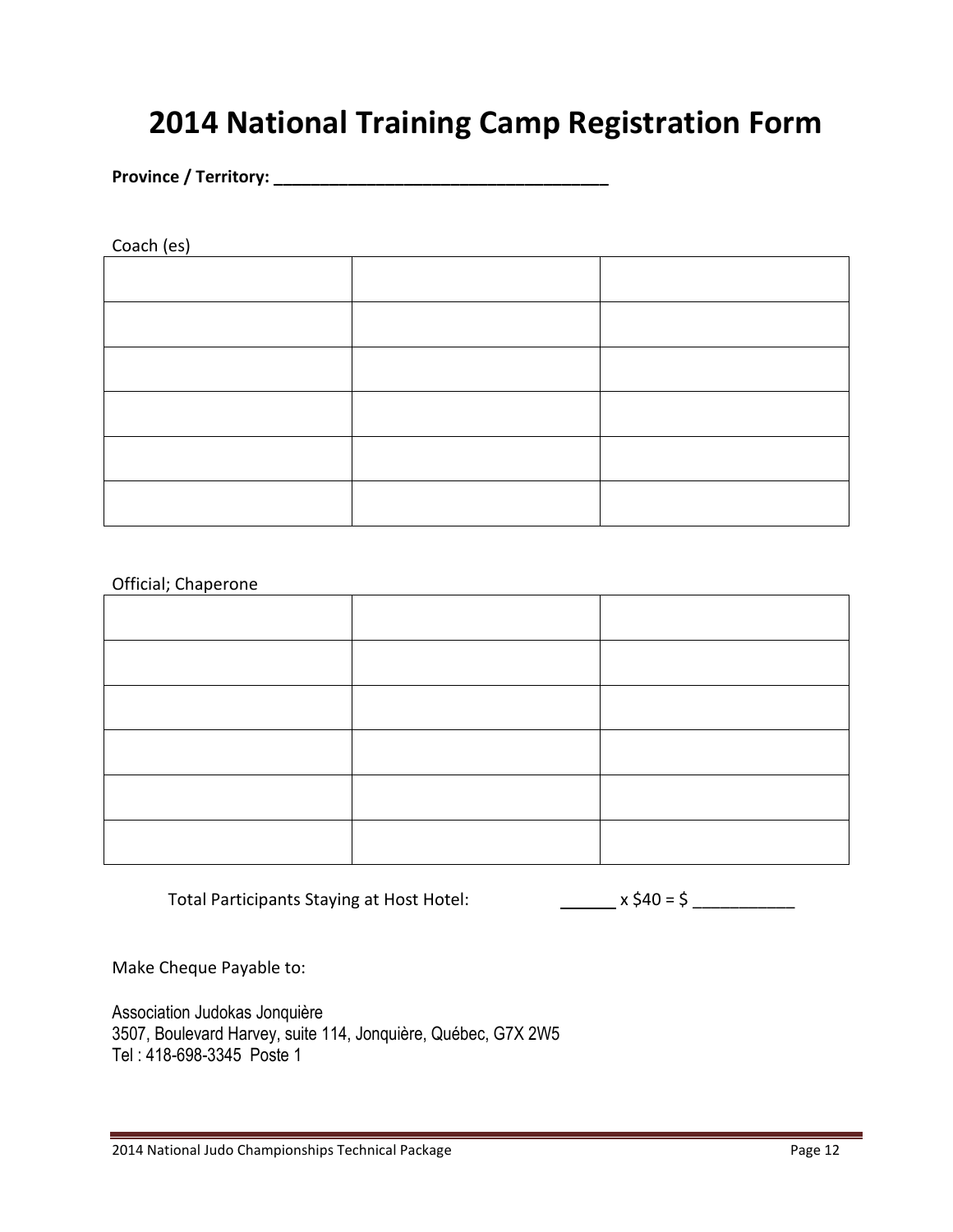# 2014 National Training Camp Registration Form

**Province / Territory: \_\_\_\_\_\_\_\_\_\_\_\_\_\_\_\_\_\_\_\_\_\_\_\_\_\_\_\_\_\_\_\_\_\_\_\_\_**

Coach (es)

| | | |
|---|---|---|
| | | |
| | | |
| | | |
| | | |
| | | |
| | | |

Official; Chaperone

| | | |
|---|---|---|
| | | |
| | | |
| | | |
| | | |
| | | |
| | | |

Total Participants Staying at Host Hotel: \_\_\_\_\_\_ x $40 = $ \_\_\_\_\_\_\_\_\_\_\_

Make Cheque Payable to:

Association Judokas Jonquière
3507, Boulevard Harvey, suite 114, Jonquière, Québec, G7X 2W5
Tel : 418-698-3345 Poste 1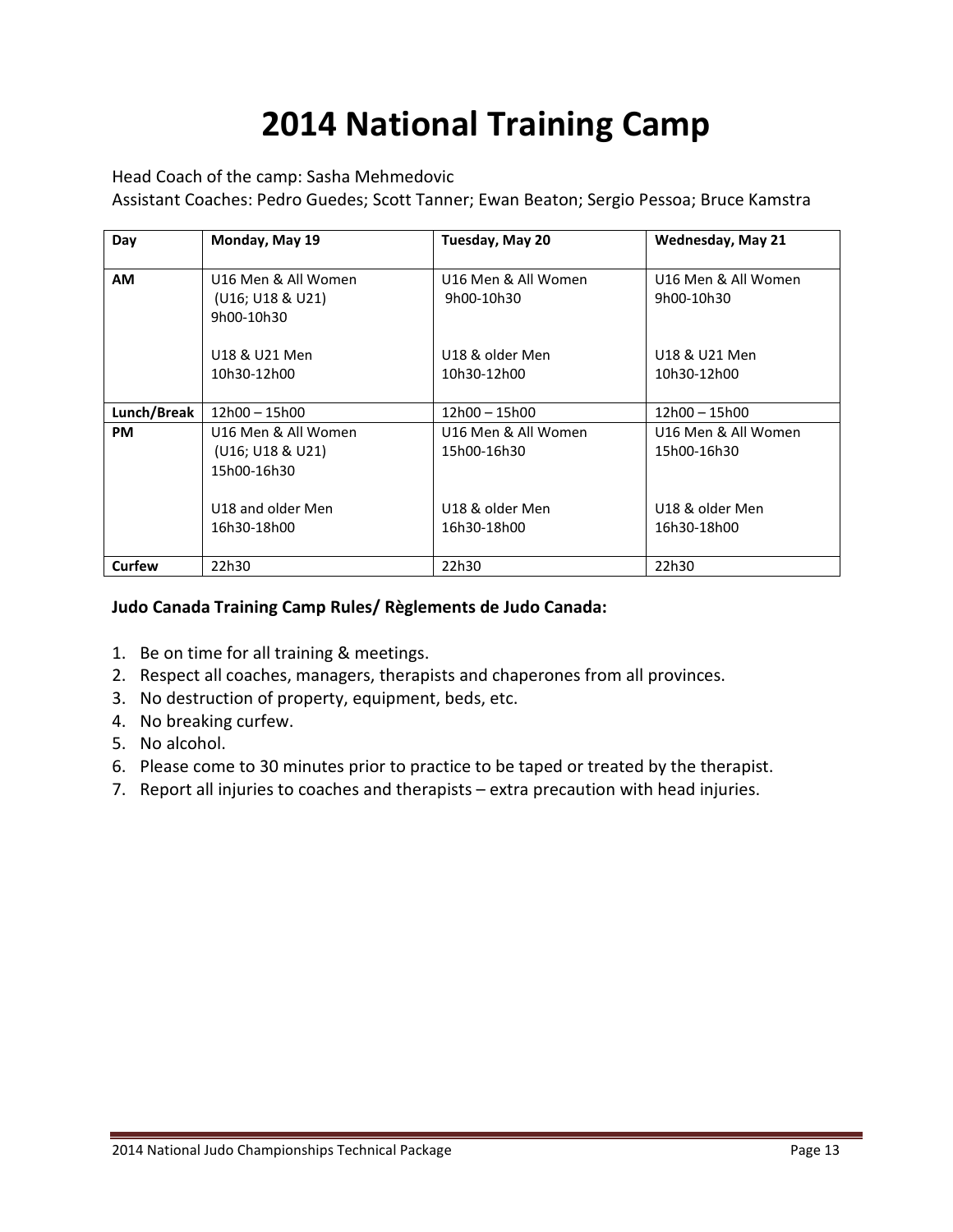# 2014 National Training Camp

Head Coach of the camp: Sasha Mehmedovic

Assistant Coaches: Pedro Guedes; Scott Tanner; Ewan Beaton; Sergio Pessoa; Bruce Kamstra

| Day | Monday, May 19 | Tuesday, May 20 | Wednesday, May 21 |
|---|---|---|---|
| **AM** | U16 Men & All Women (U16; U18 & U21) 9h00-10h30<br><br>U18 & U21 Men 10h30-12h00 | U16 Men & All Women 9h00-10h30<br><br>U18 & older Men 10h30-12h00 | U16 Men & All Women 9h00-10h30<br><br>U18 & U21 Men 10h30-12h00 |
| **Lunch/Break** | 12h00 – 15h00 | 12h00 – 15h00 | 12h00 – 15h00 |
| **PM** | U16 Men & All Women (U16; U18 & U21) 15h00-16h30<br><br>U18 and older Men 16h30-18h00 | U16 Men & All Women 15h00-16h30<br><br>U18 & older Men 16h30-18h00 | U16 Men & All Women 15h00-16h30<br><br>U18 & older Men 16h30-18h00 |
| **Curfew** | 22h30 | 22h30 | 22h30 |

**Judo Canada Training Camp Rules/ Règlements de Judo Canada:**

1. Be on time for all training & meetings.
2. Respect all coaches, managers, therapists and chaperones from all provinces.
3. No destruction of property, equipment, beds, etc.
4. No breaking curfew.
5. No alcohol.
6. Please come to 30 minutes prior to practice to be taped or treated by the therapist.
7. Report all injuries to coaches and therapists – extra precaution with head injuries.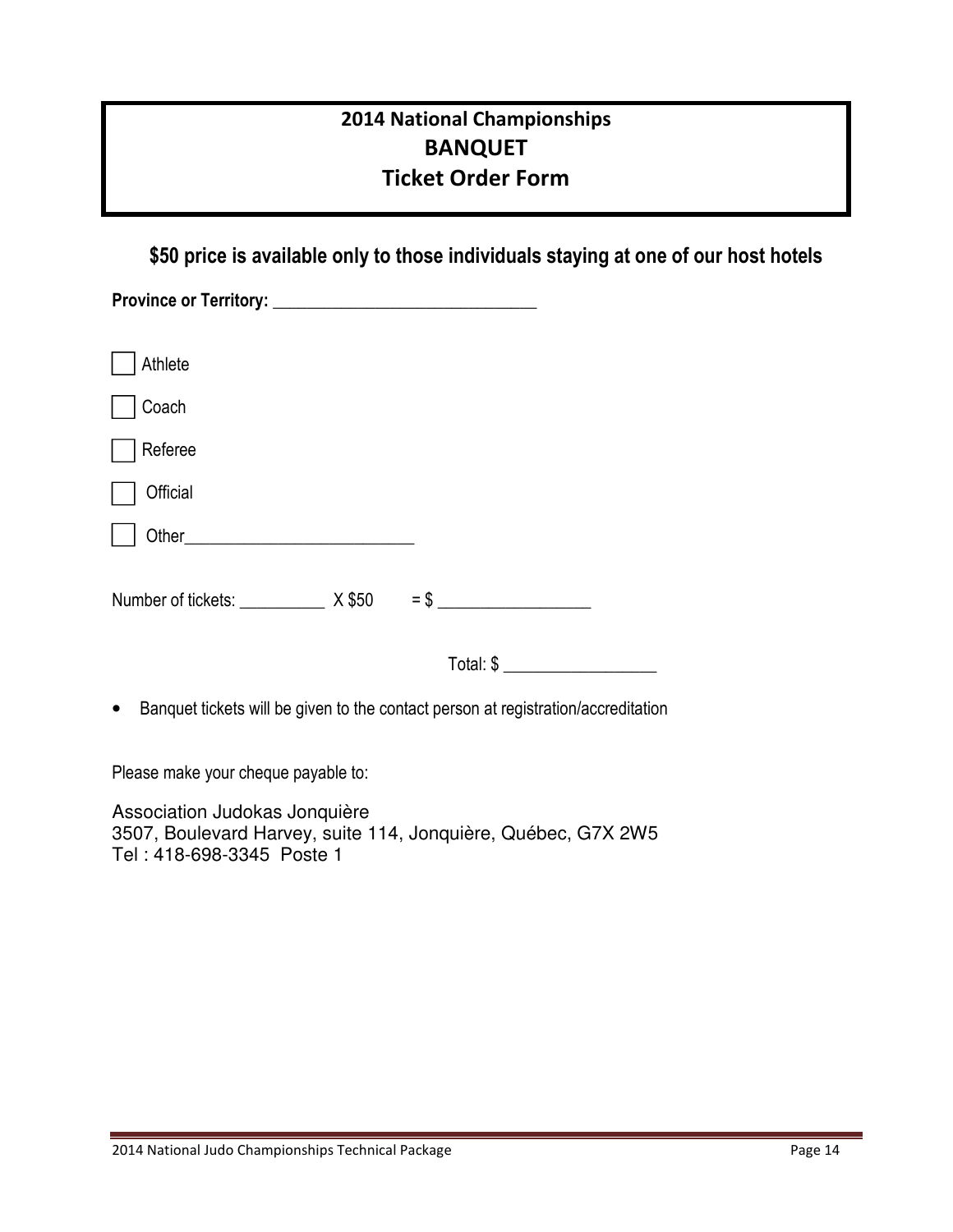# 2014 National Championships
# BANQUET
# Ticket Order Form

**$50 price is available only to those individuals staying at one of our host hotels**

**Province or Territory:** ______________________________

- [ ] Athlete
- [ ] Coach
- [ ] Referee
- [ ] Official
- [ ] Other__________________________

Number of tickets: __________ X $50 = $ _________________

Total: $ _________________

- Banquet tickets will be given to the contact person at registration/accreditation

Please make your cheque payable to:

Association Judokas Jonquière
3507, Boulevard Harvey, suite 114, Jonquière, Québec, G7X 2W5
Tel : 418-698-3345 Poste 1